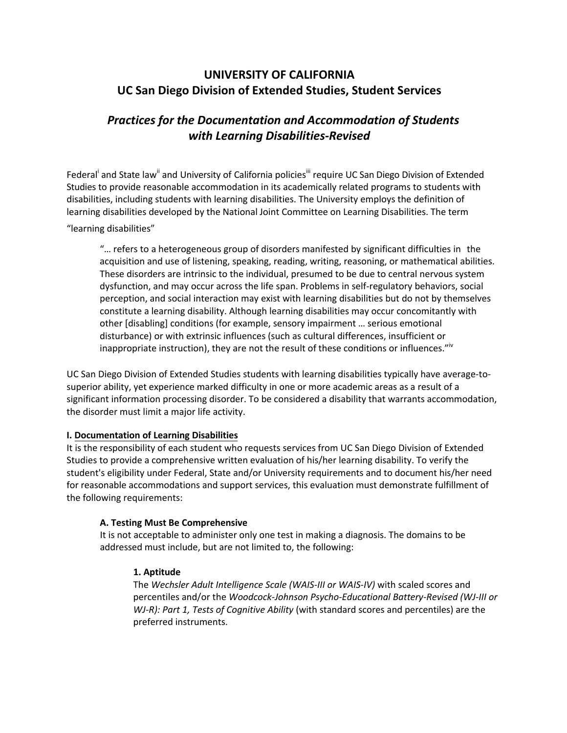# UNIVERSITY OF CALIFORNIA
# UC San Diego Division of Extended Studies, Student Services

## *Practices for the Documentation and Accommodation of Students with Learning Disabilities-Revised*

Federal[i] and State law[ii] and University of California policies[iii] require UC San Diego Division of Extended Studies to provide reasonable accommodation in its academically related programs to students with disabilities, including students with learning disabilities. The University employs the definition of learning disabilities developed by the National Joint Committee on Learning Disabilities. The term "learning disabilities"

> "… refers to a heterogeneous group of disorders manifested by significant difficulties in the acquisition and use of listening, speaking, reading, writing, reasoning, or mathematical abilities. These disorders are intrinsic to the individual, presumed to be due to central nervous system dysfunction, and may occur across the life span. Problems in self-regulatory behaviors, social perception, and social interaction may exist with learning disabilities but do not by themselves constitute a learning disability. Although learning disabilities may occur concomitantly with other [disabling] conditions (for example, sensory impairment … serious emotional disturbance) or with extrinsic influences (such as cultural differences, insufficient or inappropriate instruction), they are not the result of these conditions or influences."[iv]

UC San Diego Division of Extended Studies students with learning disabilities typically have average-to-superior ability, yet experience marked difficulty in one or more academic areas as a result of a significant information processing disorder. To be considered a disability that warrants accommodation, the disorder must limit a major life activity.

**I. <u>Documentation of Learning Disabilities</u>**

It is the responsibility of each student who requests services from UC San Diego Division of Extended Studies to provide a comprehensive written evaluation of his/her learning disability. To verify the student's eligibility under Federal, State and/or University requirements and to document his/her need for reasonable accommodations and support services, this evaluation must demonstrate fulfillment of the following requirements:

**A. Testing Must Be Comprehensive**

It is not acceptable to administer only one test in making a diagnosis. The domains to be addressed must include, but are not limited to, the following:

**1. Aptitude**

The *Wechsler Adult Intelligence Scale (WAIS-III or WAIS-IV)* with scaled scores and percentiles and/or the *Woodcock-Johnson Psycho-Educational Battery-Revised (WJ-III or WJ-R): Part 1, Tests of Cognitive Ability* (with standard scores and percentiles) are the preferred instruments.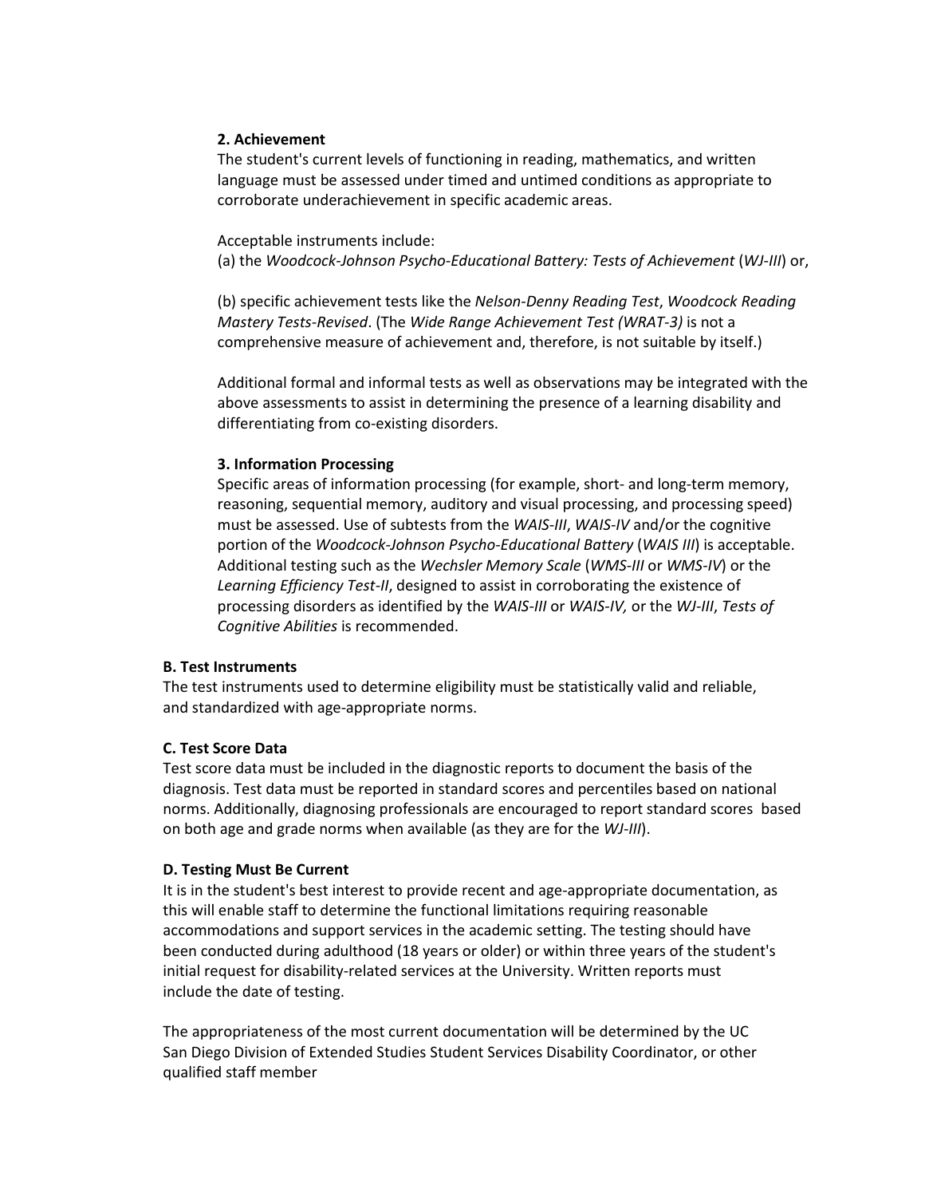**2. Achievement**

The student's current levels of functioning in reading, mathematics, and written language must be assessed under timed and untimed conditions as appropriate to corroborate underachievement in specific academic areas.

Acceptable instruments include:
(a) the *Woodcock-Johnson Psycho-Educational Battery: Tests of Achievement* (*WJ-III*) or,

(b) specific achievement tests like the *Nelson-Denny Reading Test*, *Woodcock Reading Mastery Tests-Revised*. (The *Wide Range Achievement Test (WRAT-3)* is not a comprehensive measure of achievement and, therefore, is not suitable by itself.)

Additional formal and informal tests as well as observations may be integrated with the above assessments to assist in determining the presence of a learning disability and differentiating from co-existing disorders.

**3. Information Processing**

Specific areas of information processing (for example, short- and long-term memory, reasoning, sequential memory, auditory and visual processing, and processing speed) must be assessed. Use of subtests from the *WAIS-III*, *WAIS-IV* and/or the cognitive portion of the *Woodcock-Johnson Psycho-Educational Battery* (*WAIS III*) is acceptable. Additional testing such as the *Wechsler Memory Scale* (*WMS-III* or *WMS-IV*) or the *Learning Efficiency Test-II*, designed to assist in corroborating the existence of processing disorders as identified by the *WAIS-III* or *WAIS-IV,* or the *WJ-III*, *Tests of Cognitive Abilities* is recommended.

**B. Test Instruments**

The test instruments used to determine eligibility must be statistically valid and reliable, and standardized with age-appropriate norms.

**C. Test Score Data**

Test score data must be included in the diagnostic reports to document the basis of the diagnosis. Test data must be reported in standard scores and percentiles based on national norms. Additionally, diagnosing professionals are encouraged to report standard scores based on both age and grade norms when available (as they are for the *WJ-III*).

**D. Testing Must Be Current**

It is in the student's best interest to provide recent and age-appropriate documentation, as this will enable staff to determine the functional limitations requiring reasonable accommodations and support services in the academic setting. The testing should have been conducted during adulthood (18 years or older) or within three years of the student's initial request for disability-related services at the University. Written reports must include the date of testing.

The appropriateness of the most current documentation will be determined by the UC San Diego Division of Extended Studies Student Services Disability Coordinator, or other qualified staff member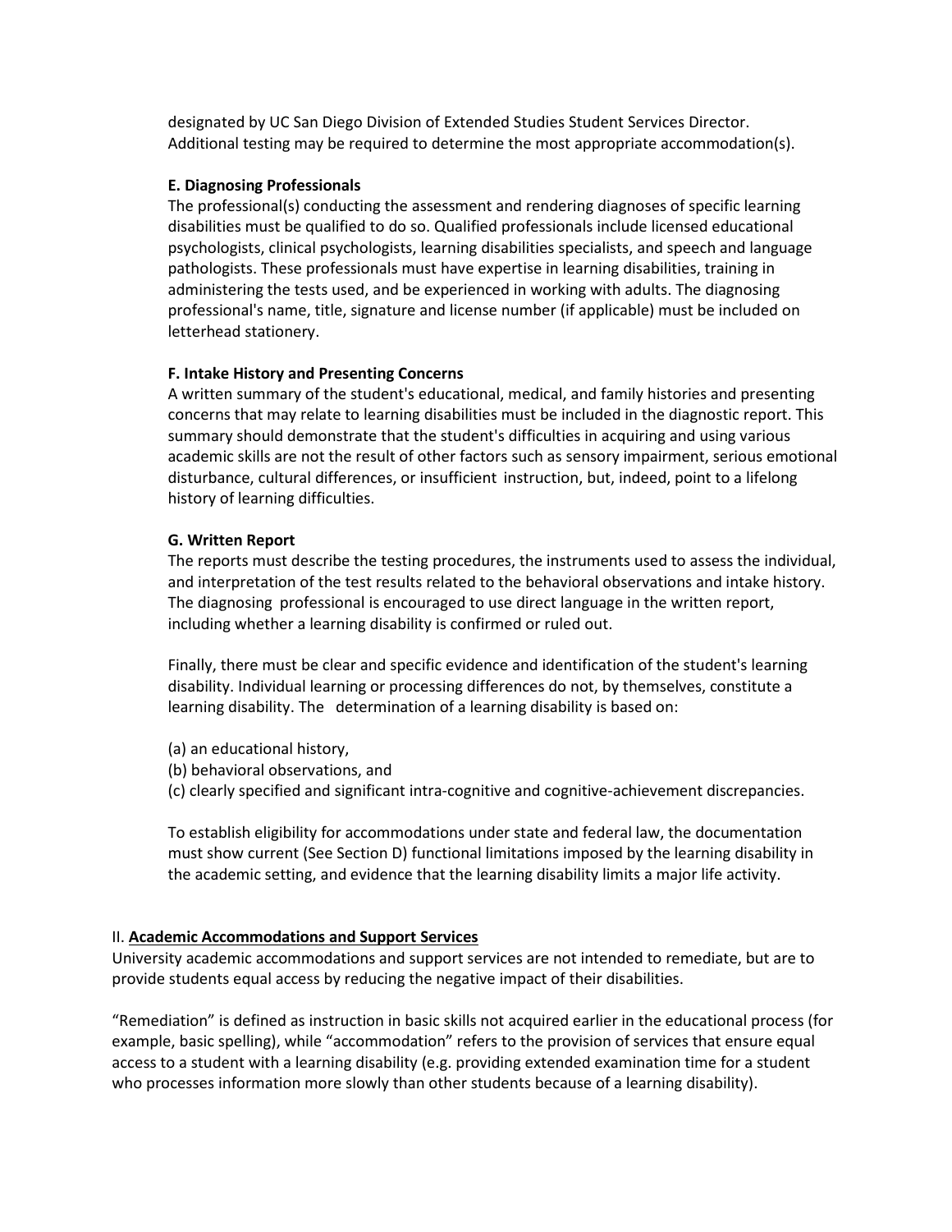designated by UC San Diego Division of Extended Studies Student Services Director. Additional testing may be required to determine the most appropriate accommodation(s).

**E. Diagnosing Professionals**

The professional(s) conducting the assessment and rendering diagnoses of specific learning disabilities must be qualified to do so. Qualified professionals include licensed educational psychologists, clinical psychologists, learning disabilities specialists, and speech and language pathologists. These professionals must have expertise in learning disabilities, training in administering the tests used, and be experienced in working with adults. The diagnosing professional's name, title, signature and license number (if applicable) must be included on letterhead stationery.

**F. Intake History and Presenting Concerns**

A written summary of the student's educational, medical, and family histories and presenting concerns that may relate to learning disabilities must be included in the diagnostic report. This summary should demonstrate that the student's difficulties in acquiring and using various academic skills are not the result of other factors such as sensory impairment, serious emotional disturbance, cultural differences, or insufficient instruction, but, indeed, point to a lifelong history of learning difficulties.

**G. Written Report**

The reports must describe the testing procedures, the instruments used to assess the individual, and interpretation of the test results related to the behavioral observations and intake history. The diagnosing professional is encouraged to use direct language in the written report, including whether a learning disability is confirmed or ruled out.

Finally, there must be clear and specific evidence and identification of the student's learning disability. Individual learning or processing differences do not, by themselves, constitute a learning disability. The determination of a learning disability is based on:

(a) an educational history,
(b) behavioral observations, and
(c) clearly specified and significant intra-cognitive and cognitive-achievement discrepancies.

To establish eligibility for accommodations under state and federal law, the documentation must show current (See Section D) functional limitations imposed by the learning disability in the academic setting, and evidence that the learning disability limits a major life activity.

II. **<u>Academic Accommodations and Support Services</u>**

University academic accommodations and support services are not intended to remediate, but are to provide students equal access by reducing the negative impact of their disabilities.

"Remediation" is defined as instruction in basic skills not acquired earlier in the educational process (for example, basic spelling), while "accommodation" refers to the provision of services that ensure equal access to a student with a learning disability (e.g. providing extended examination time for a student who processes information more slowly than other students because of a learning disability).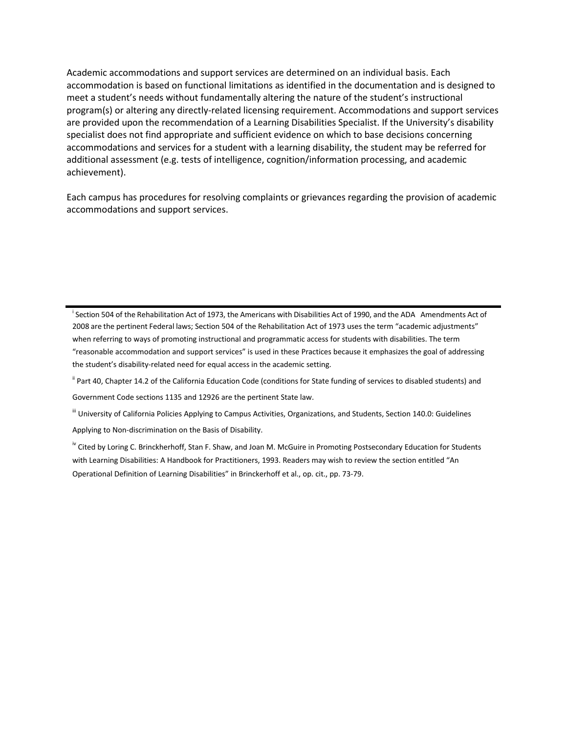Academic accommodations and support services are determined on an individual basis. Each accommodation is based on functional limitations as identified in the documentation and is designed to meet a student's needs without fundamentally altering the nature of the student's instructional program(s) or altering any directly-related licensing requirement. Accommodations and support services are provided upon the recommendation of a Learning Disabilities Specialist. If the University's disability specialist does not find appropriate and sufficient evidence on which to base decisions concerning accommodations and services for a student with a learning disability, the student may be referred for additional assessment (e.g. tests of intelligence, cognition/information processing, and academic achievement).

Each campus has procedures for resolving complaints or grievances regarding the provision of academic accommodations and support services.

---

[i] Section 504 of the Rehabilitation Act of 1973, the Americans with Disabilities Act of 1990, and the ADA Amendments Act of 2008 are the pertinent Federal laws; Section 504 of the Rehabilitation Act of 1973 uses the term "academic adjustments" when referring to ways of promoting instructional and programmatic access for students with disabilities. The term "reasonable accommodation and support services" is used in these Practices because it emphasizes the goal of addressing the student's disability-related need for equal access in the academic setting.

[ii] Part 40, Chapter 14.2 of the California Education Code (conditions for State funding of services to disabled students) and Government Code sections 1135 and 12926 are the pertinent State law.

[iii] University of California Policies Applying to Campus Activities, Organizations, and Students, Section 140.0: Guidelines Applying to Non-discrimination on the Basis of Disability.

[iv] Cited by Loring C. Brinckherhoff, Stan F. Shaw, and Joan M. McGuire in Promoting Postsecondary Education for Students with Learning Disabilities: A Handbook for Practitioners, 1993. Readers may wish to review the section entitled "An Operational Definition of Learning Disabilities" in Brinckerhoff et al., op. cit., pp. 73-79.